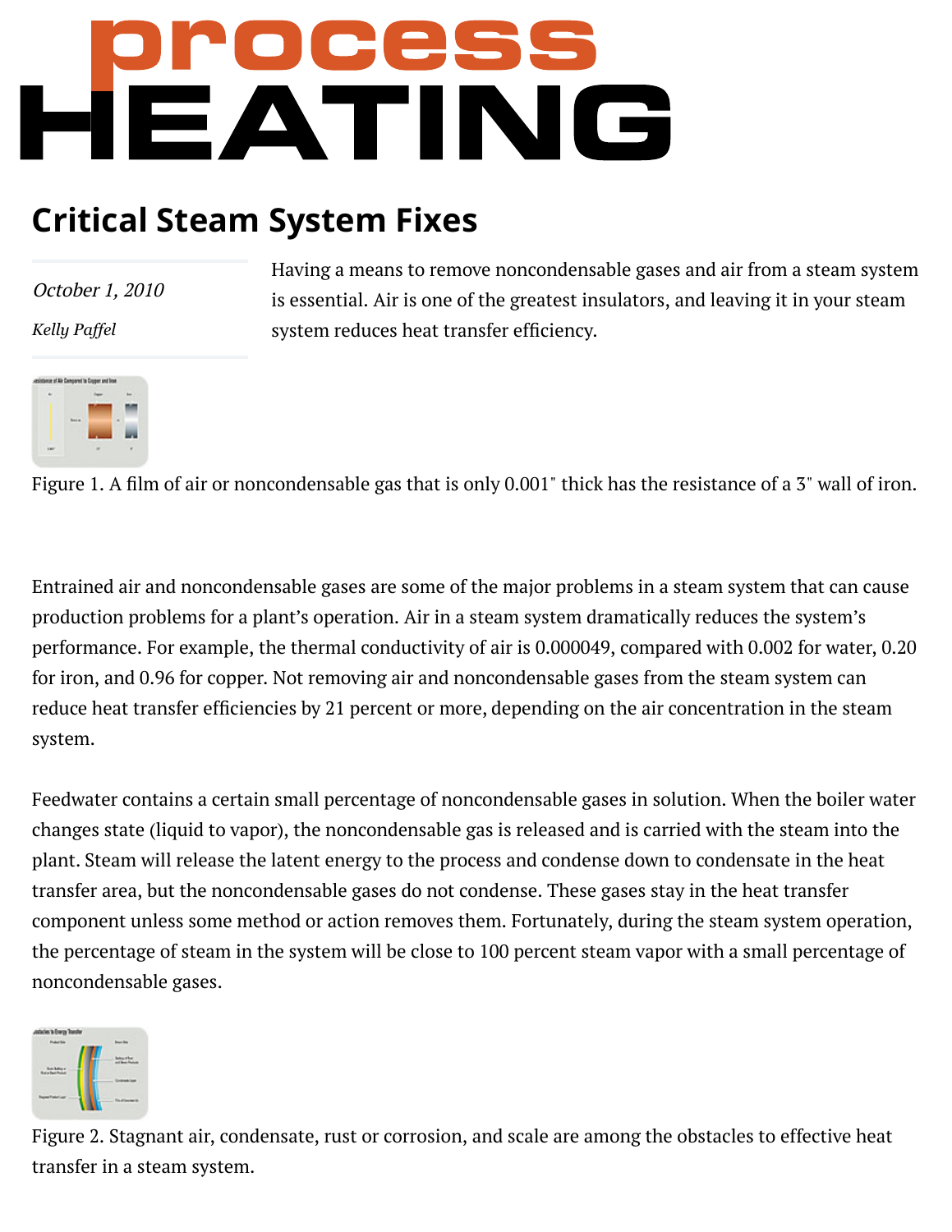# Critical Steam System Fixes

*October 1, 2010*

*Kelly Paffel*

Having a means to remove noncondensable gases and air from a steam system is essential. Air is one of the greatest insulators, and leaving it in your steam system reduces heat transfer efficiency.

Figure 1. A film of air or noncondensable gas that is only 0.001" thick has the resistance of a 3" wall of iron.

Entrained air and noncondensable gases are some of the major problems in a steam system that can cause production problems for a plant's operation. Air in a steam system dramatically reduces the system's performance. For example, the thermal conductivity of air is 0.000049, compared with 0.002 for water, 0.20 for iron, and 0.96 for copper. Not removing air and noncondensable gases from the steam system can reduce heat transfer efficiencies by 21 percent or more, depending on the air concentration in the steam system.

Feedwater contains a certain small percentage of noncondensable gases in solution. When the boiler water changes state (liquid to vapor), the noncondensable gas is released and is carried with the steam into the plant. Steam will release the latent energy to the process and condense down to condensate in the heat transfer area, but the noncondensable gases do not condense. These gases stay in the heat transfer component unless some method or action removes them. Fortunately, during the steam system operation, the percentage of steam in the system will be close to 100 percent steam vapor with a small percentage of noncondensable gases.

Figure 2. Stagnant air, condensate, rust or corrosion, and scale are among the obstacles to effective heat transfer in a steam system.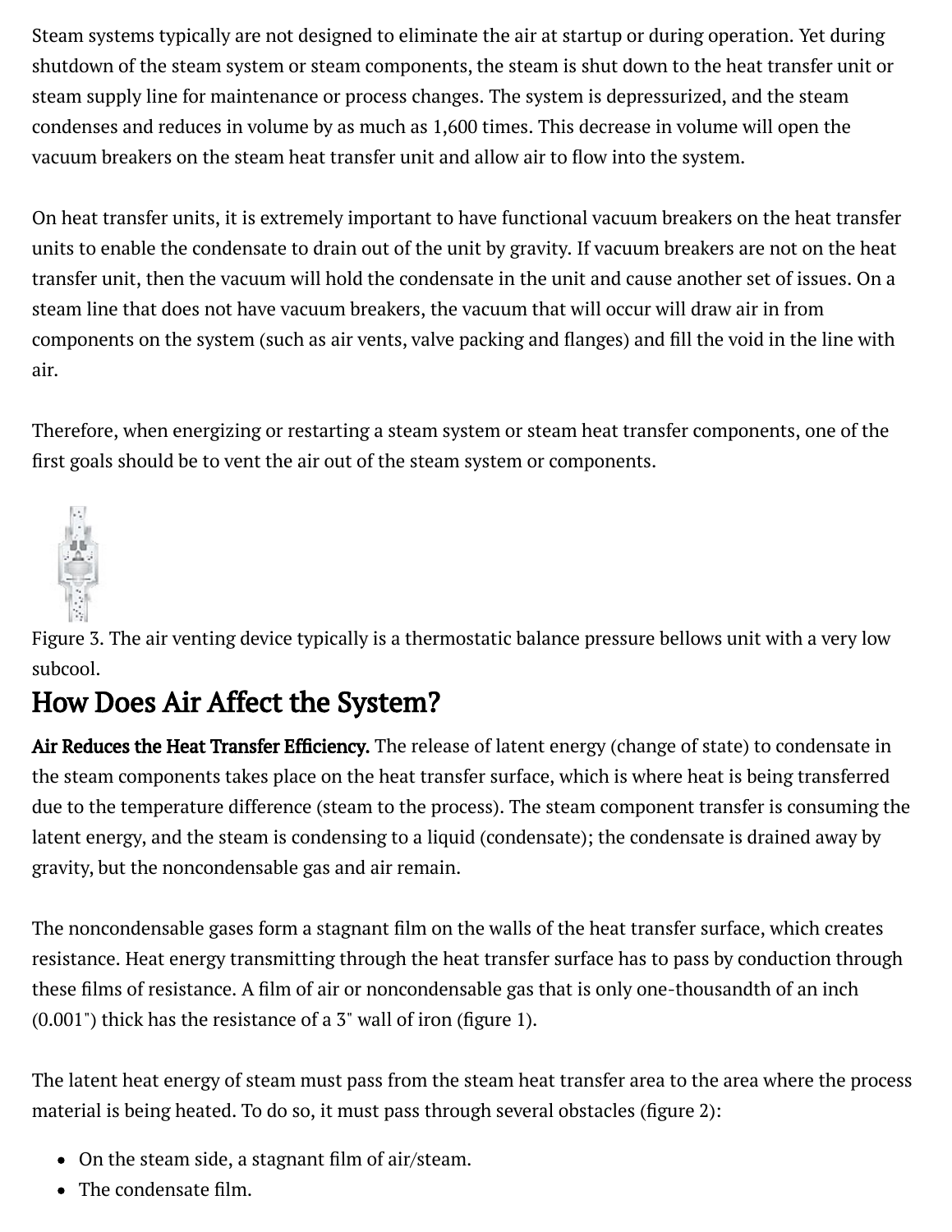Steam systems typically are not designed to eliminate the air at startup or during operation. Yet during shutdown of the steam system or steam components, the steam is shut down to the heat transfer unit or steam supply line for maintenance or process changes. The system is depressurized, and the steam condenses and reduces in volume by as much as 1,600 times. This decrease in volume will open the vacuum breakers on the steam heat transfer unit and allow air to flow into the system.

On heat transfer units, it is extremely important to have functional vacuum breakers on the heat transfer units to enable the condensate to drain out of the unit by gravity. If vacuum breakers are not on the heat transfer unit, then the vacuum will hold the condensate in the unit and cause another set of issues. On a steam line that does not have vacuum breakers, the vacuum that will occur will draw air in from components on the system (such as air vents, valve packing and flanges) and fill the void in the line with air.

Therefore, when energizing or restarting a steam system or steam heat transfer components, one of the first goals should be to vent the air out of the steam system or components.

Figure 3. The air venting device typically is a thermostatic balance pressure bellows unit with a very low subcool.

## How Does Air Affect the System?

**Air Reduces the Heat Transfer Efficiency.** The release of latent energy (change of state) to condensate in the steam components takes place on the heat transfer surface, which is where heat is being transferred due to the temperature difference (steam to the process). The steam component transfer is consuming the latent energy, and the steam is condensing to a liquid (condensate); the condensate is drained away by gravity, but the noncondensable gas and air remain.

The noncondensable gases form a stagnant film on the walls of the heat transfer surface, which creates resistance. Heat energy transmitting through the heat transfer surface has to pass by conduction through these films of resistance. A film of air or noncondensable gas that is only one-thousandth of an inch (0.001") thick has the resistance of a 3" wall of iron (figure 1).

The latent heat energy of steam must pass from the steam heat transfer area to the area where the process material is being heated. To do so, it must pass through several obstacles (figure 2):

- On the steam side, a stagnant film of air/steam.
- The condensate film.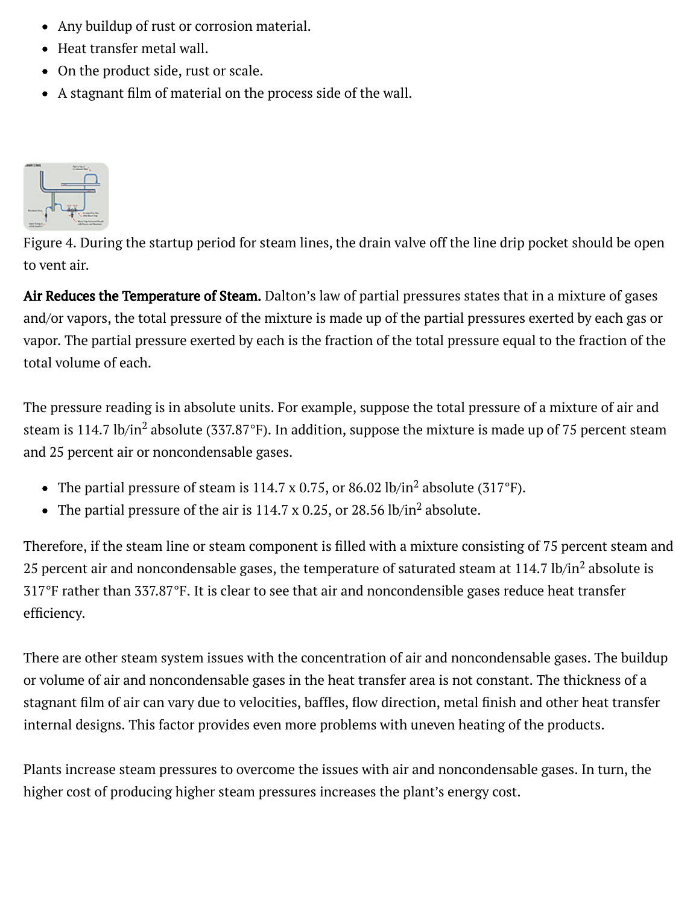- Any buildup of rust or corrosion material.
- Heat transfer metal wall.
- On the product side, rust or scale.
- A stagnant film of material on the process side of the wall.

Figure 4. During the startup period for steam lines, the drain valve off the line drip pocket should be open to vent air.

**Air Reduces the Temperature of Steam.** Dalton's law of partial pressures states that in a mixture of gases and/or vapors, the total pressure of the mixture is made up of the partial pressures exerted by each gas or vapor. The partial pressure exerted by each is the fraction of the total pressure equal to the fraction of the total volume of each.

The pressure reading is in absolute units. For example, suppose the total pressure of a mixture of air and steam is 114.7 lb/in$^2$ absolute (337.87°F). In addition, suppose the mixture is made up of 75 percent steam and 25 percent air or noncondensable gases.

- The partial pressure of steam is 114.7 x 0.75, or 86.02 lb/in$^2$ absolute (317°F).
- The partial pressure of the air is 114.7 x 0.25, or 28.56 lb/in$^2$ absolute.

Therefore, if the steam line or steam component is filled with a mixture consisting of 75 percent steam and 25 percent air and noncondensable gases, the temperature of saturated steam at 114.7 lb/in$^2$ absolute is 317°F rather than 337.87°F. It is clear to see that air and noncondensible gases reduce heat transfer efficiency.

There are other steam system issues with the concentration of air and noncondensable gases. The buildup or volume of air and noncondensable gases in the heat transfer area is not constant. The thickness of a stagnant film of air can vary due to velocities, baffles, flow direction, metal finish and other heat transfer internal designs. This factor provides even more problems with uneven heating of the products.

Plants increase steam pressures to overcome the issues with air and noncondensable gases. In turn, the higher cost of producing higher steam pressures increases the plant's energy cost.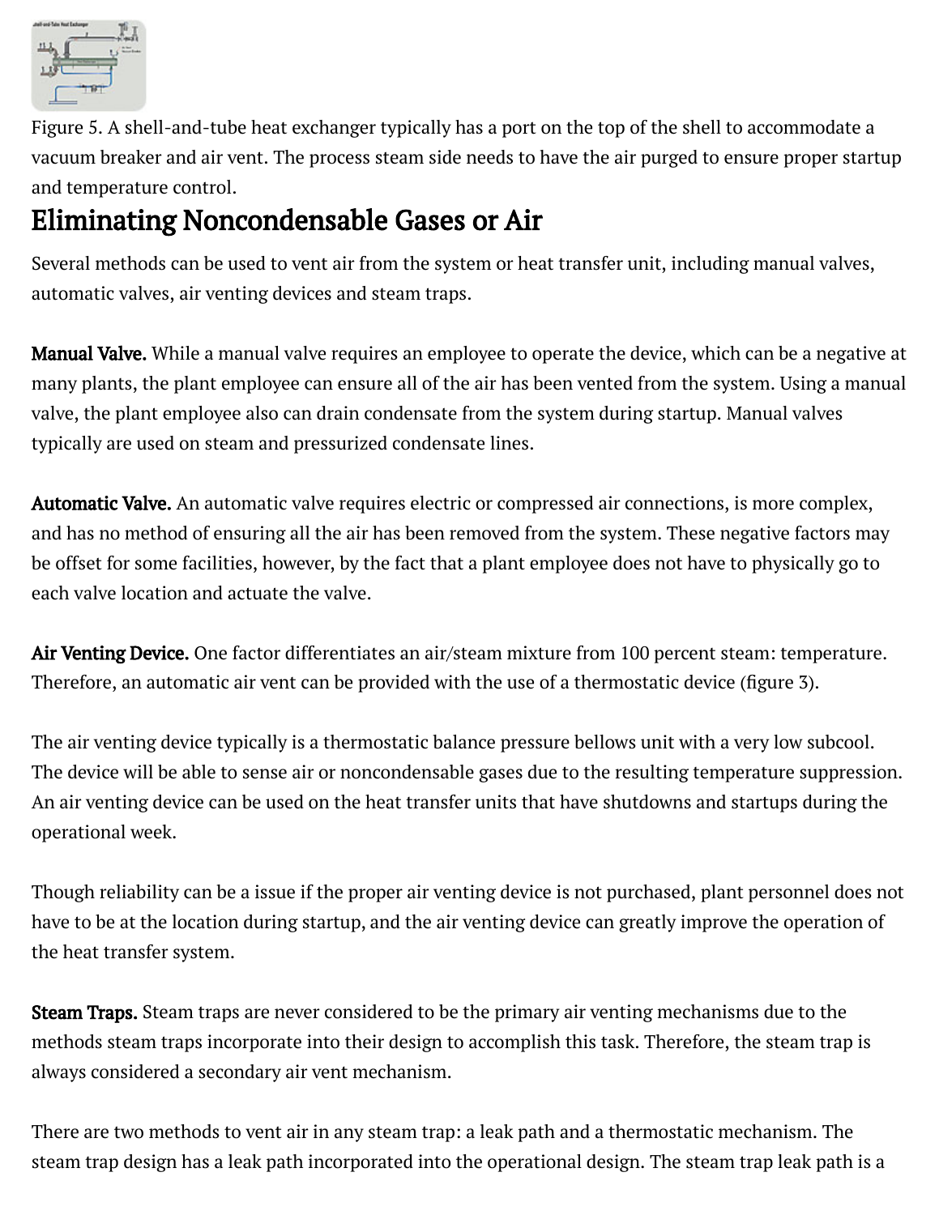Figure 5. A shell-and-tube heat exchanger typically has a port on the top of the shell to accommodate a vacuum breaker and air vent. The process steam side needs to have the air purged to ensure proper startup and temperature control.

## Eliminating Noncondensable Gases or Air

Several methods can be used to vent air from the system or heat transfer unit, including manual valves, automatic valves, air venting devices and steam traps.

**Manual Valve.** While a manual valve requires an employee to operate the device, which can be a negative at many plants, the plant employee can ensure all of the air has been vented from the system. Using a manual valve, the plant employee also can drain condensate from the system during startup. Manual valves typically are used on steam and pressurized condensate lines.

**Automatic Valve.** An automatic valve requires electric or compressed air connections, is more complex, and has no method of ensuring all the air has been removed from the system. These negative factors may be offset for some facilities, however, by the fact that a plant employee does not have to physically go to each valve location and actuate the valve.

**Air Venting Device.** One factor differentiates an air/steam mixture from 100 percent steam: temperature. Therefore, an automatic air vent can be provided with the use of a thermostatic device (figure 3).

The air venting device typically is a thermostatic balance pressure bellows unit with a very low subcool. The device will be able to sense air or noncondensable gases due to the resulting temperature suppression. An air venting device can be used on the heat transfer units that have shutdowns and startups during the operational week.

Though reliability can be a issue if the proper air venting device is not purchased, plant personnel does not have to be at the location during startup, and the air venting device can greatly improve the operation of the heat transfer system.

**Steam Traps.** Steam traps are never considered to be the primary air venting mechanisms due to the methods steam traps incorporate into their design to accomplish this task. Therefore, the steam trap is always considered a secondary air vent mechanism.

There are two methods to vent air in any steam trap: a leak path and a thermostatic mechanism. The steam trap design has a leak path incorporated into the operational design. The steam trap leak path is a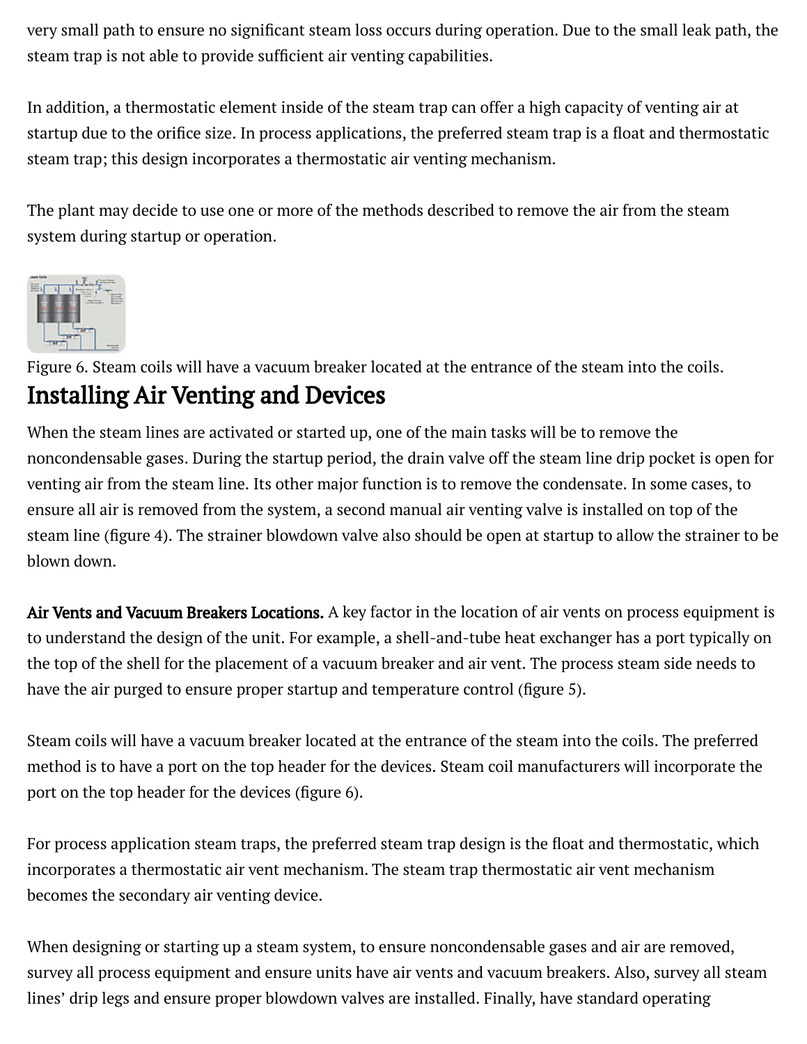very small path to ensure no significant steam loss occurs during operation. Due to the small leak path, the steam trap is not able to provide sufficient air venting capabilities.

In addition, a thermostatic element inside of the steam trap can offer a high capacity of venting air at startup due to the orifice size. In process applications, the preferred steam trap is a float and thermostatic steam trap; this design incorporates a thermostatic air venting mechanism.

The plant may decide to use one or more of the methods described to remove the air from the steam system during startup or operation.

Figure 6. Steam coils will have a vacuum breaker located at the entrance of the steam into the coils.

## Installing Air Venting and Devices

When the steam lines are activated or started up, one of the main tasks will be to remove the noncondensable gases. During the startup period, the drain valve off the steam line drip pocket is open for venting air from the steam line. Its other major function is to remove the condensate. In some cases, to ensure all air is removed from the system, a second manual air venting valve is installed on top of the steam line (figure 4). The strainer blowdown valve also should be open at startup to allow the strainer to be blown down.

**Air Vents and Vacuum Breakers Locations.** A key factor in the location of air vents on process equipment is to understand the design of the unit. For example, a shell-and-tube heat exchanger has a port typically on the top of the shell for the placement of a vacuum breaker and air vent. The process steam side needs to have the air purged to ensure proper startup and temperature control (figure 5).

Steam coils will have a vacuum breaker located at the entrance of the steam into the coils. The preferred method is to have a port on the top header for the devices. Steam coil manufacturers will incorporate the port on the top header for the devices (figure 6).

For process application steam traps, the preferred steam trap design is the float and thermostatic, which incorporates a thermostatic air vent mechanism. The steam trap thermostatic air vent mechanism becomes the secondary air venting device.

When designing or starting up a steam system, to ensure noncondensable gases and air are removed, survey all process equipment and ensure units have air vents and vacuum breakers. Also, survey all steam lines' drip legs and ensure proper blowdown valves are installed. Finally, have standard operating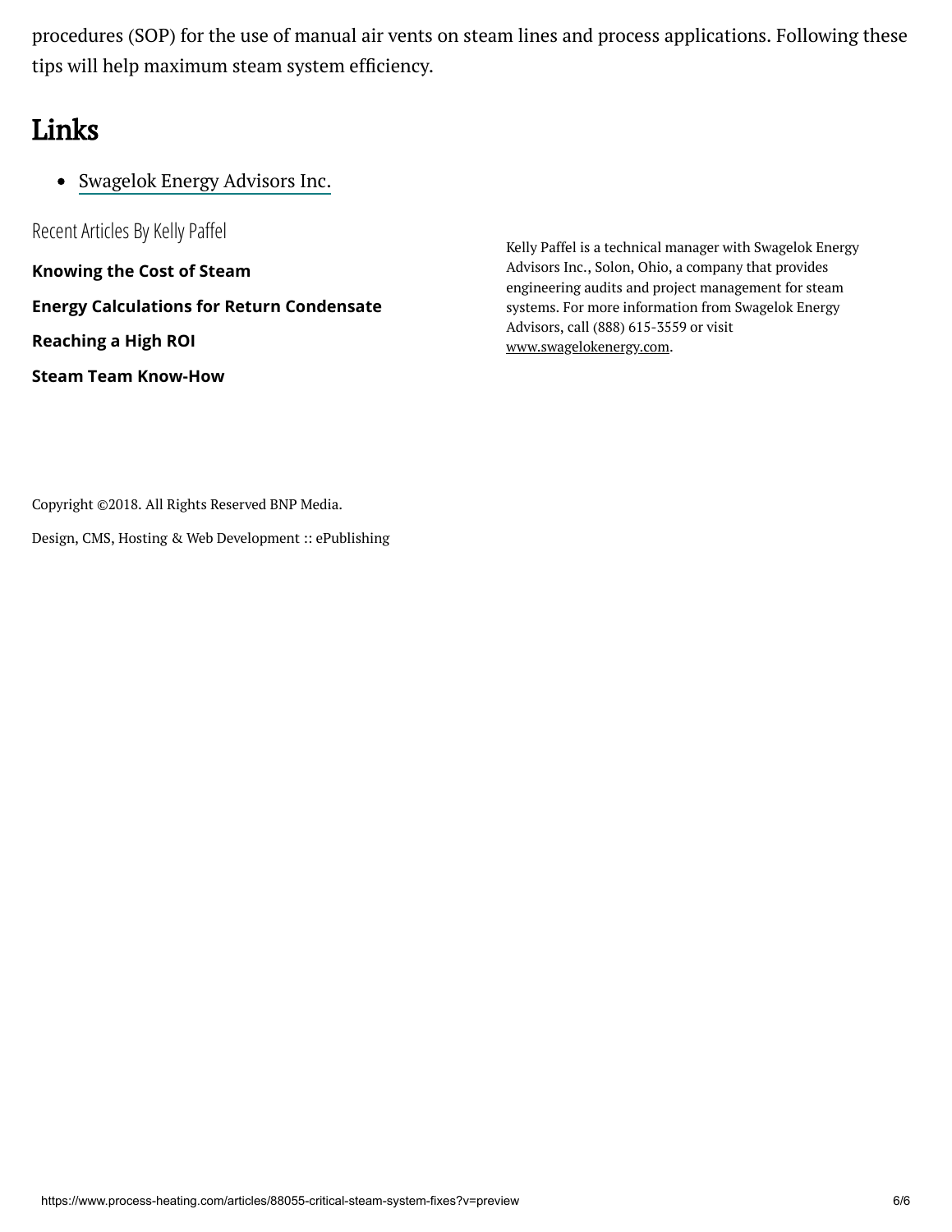procedures (SOP) for the use of manual air vents on steam lines and process applications. Following these tips will help maximum steam system efficiency.

## Links

- Swagelok Energy Advisors Inc.

Recent Articles By Kelly Paffel

**Knowing the Cost of Steam**

**Energy Calculations for Return Condensate**

**Reaching a High ROI**

**Steam Team Know-How**

Kelly Paffel is a technical manager with Swagelok Energy Advisors Inc., Solon, Ohio, a company that provides engineering audits and project management for steam systems. For more information from Swagelok Energy Advisors, call (888) 615-3559 or visit www.swagelokenergy.com.

Copyright ©2018. All Rights Reserved BNP Media.

Design, CMS, Hosting & Web Development :: ePublishing